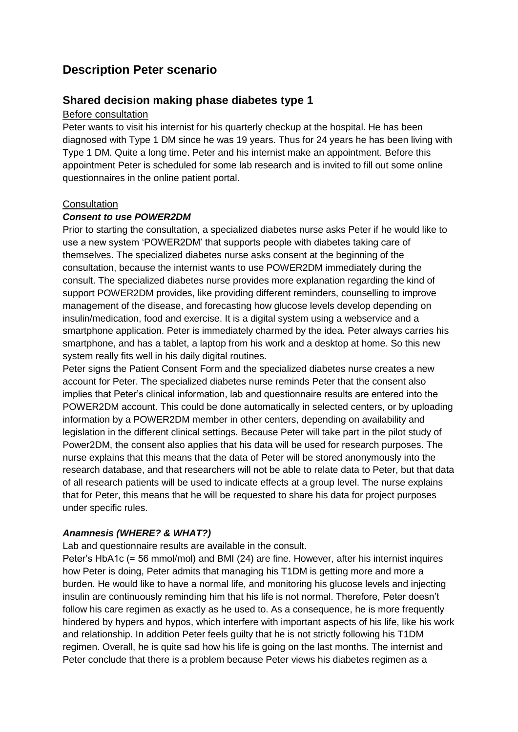# Description Peter scenario

## Shared decision making phase diabetes type 1

Before consultation

Peter wants to visit his internist for his quarterly checkup at the hospital. He has been diagnosed with Type 1 DM since he was 19 years. Thus for 24 years he has been living with Type 1 DM. Quite a long time. Peter and his internist make an appointment. Before this appointment Peter is scheduled for some lab research and is invited to fill out some online questionnaires in the online patient portal.

Consultation

***Consent to use POWER2DM***

Prior to starting the consultation, a specialized diabetes nurse asks Peter if he would like to use a new system 'POWER2DM' that supports people with diabetes taking care of themselves. The specialized diabetes nurse asks consent at the beginning of the consultation, because the internist wants to use POWER2DM immediately during the consult. The specialized diabetes nurse provides more explanation regarding the kind of support POWER2DM provides, like providing different reminders, counselling to improve management of the disease, and forecasting how glucose levels develop depending on insulin/medication, food and exercise. It is a digital system using a webservice and a smartphone application. Peter is immediately charmed by the idea. Peter always carries his smartphone, and has a tablet, a laptop from his work and a desktop at home. So this new system really fits well in his daily digital routines.

Peter signs the Patient Consent Form and the specialized diabetes nurse creates a new account for Peter. The specialized diabetes nurse reminds Peter that the consent also implies that Peter's clinical information, lab and questionnaire results are entered into the POWER2DM account. This could be done automatically in selected centers, or by uploading information by a POWER2DM member in other centers, depending on availability and legislation in the different clinical settings. Because Peter will take part in the pilot study of Power2DM, the consent also applies that his data will be used for research purposes. The nurse explains that this means that the data of Peter will be stored anonymously into the research database, and that researchers will not be able to relate data to Peter, but that data of all research patients will be used to indicate effects at a group level. The nurse explains that for Peter, this means that he will be requested to share his data for project purposes under specific rules.

***Anamnesis (WHERE? & WHAT?)***

Lab and questionnaire results are available in the consult.

Peter's HbA1c (= 56 mmol/mol) and BMI (24) are fine. However, after his internist inquires how Peter is doing, Peter admits that managing his T1DM is getting more and more a burden. He would like to have a normal life, and monitoring his glucose levels and injecting insulin are continuously reminding him that his life is not normal. Therefore, Peter doesn't follow his care regimen as exactly as he used to. As a consequence, he is more frequently hindered by hypers and hypos, which interfere with important aspects of his life, like his work and relationship. In addition Peter feels guilty that he is not strictly following his T1DM regimen. Overall, he is quite sad how his life is going on the last months. The internist and Peter conclude that there is a problem because Peter views his diabetes regimen as a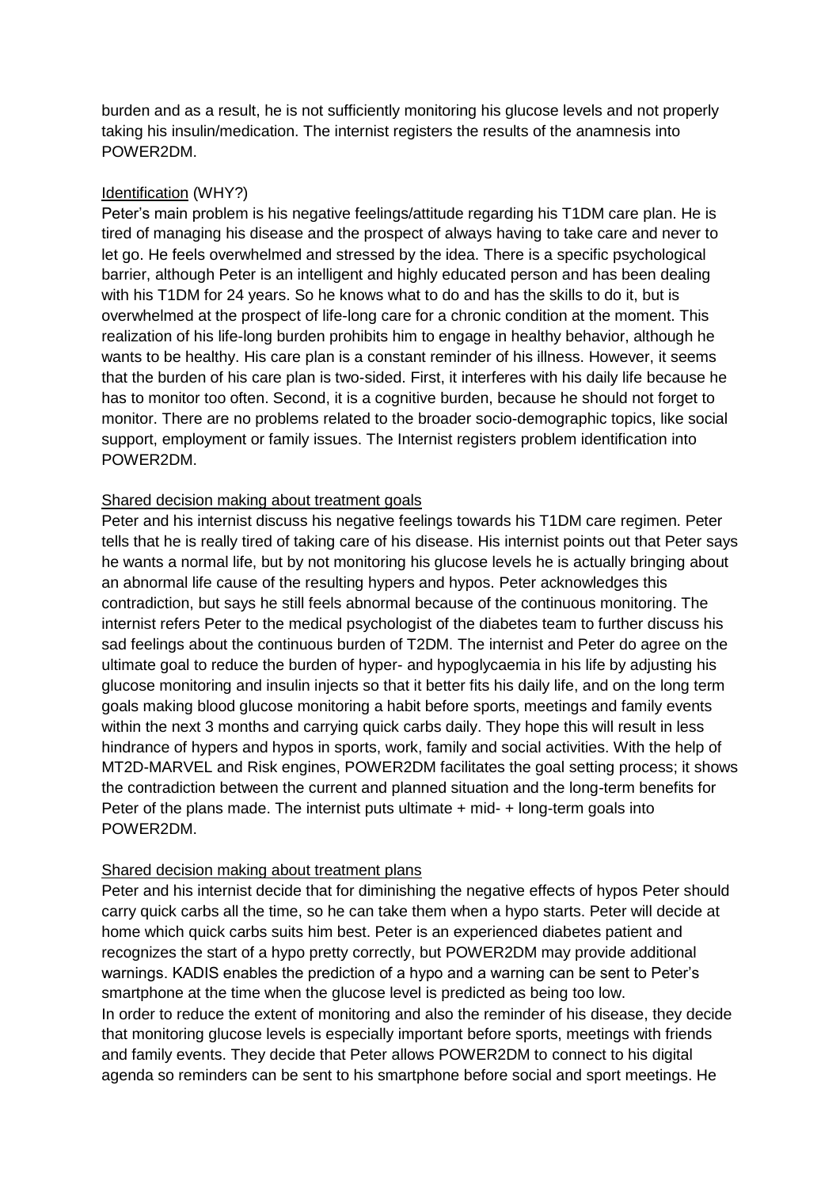burden and as a result, he is not sufficiently monitoring his glucose levels and not properly taking his insulin/medication. The internist registers the results of the anamnesis into POWER2DM.

<u>Identification</u> (WHY?)

Peter's main problem is his negative feelings/attitude regarding his T1DM care plan. He is tired of managing his disease and the prospect of always having to take care and never to let go. He feels overwhelmed and stressed by the idea. There is a specific psychological barrier, although Peter is an intelligent and highly educated person and has been dealing with his T1DM for 24 years. So he knows what to do and has the skills to do it, but is overwhelmed at the prospect of life-long care for a chronic condition at the moment. This realization of his life-long burden prohibits him to engage in healthy behavior, although he wants to be healthy. His care plan is a constant reminder of his illness. However, it seems that the burden of his care plan is two-sided. First, it interferes with his daily life because he has to monitor too often. Second, it is a cognitive burden, because he should not forget to monitor. There are no problems related to the broader socio-demographic topics, like social support, employment or family issues. The Internist registers problem identification into POWER2DM.

<u>Shared decision making about treatment goals</u>

Peter and his internist discuss his negative feelings towards his T1DM care regimen. Peter tells that he is really tired of taking care of his disease. His internist points out that Peter says he wants a normal life, but by not monitoring his glucose levels he is actually bringing about an abnormal life cause of the resulting hypers and hypos. Peter acknowledges this contradiction, but says he still feels abnormal because of the continuous monitoring. The internist refers Peter to the medical psychologist of the diabetes team to further discuss his sad feelings about the continuous burden of T2DM. The internist and Peter do agree on the ultimate goal to reduce the burden of hyper- and hypoglycaemia in his life by adjusting his glucose monitoring and insulin injects so that it better fits his daily life, and on the long term goals making blood glucose monitoring a habit before sports, meetings and family events within the next 3 months and carrying quick carbs daily. They hope this will result in less hindrance of hypers and hypos in sports, work, family and social activities. With the help of MT2D-MARVEL and Risk engines, POWER2DM facilitates the goal setting process; it shows the contradiction between the current and planned situation and the long-term benefits for Peter of the plans made. The internist puts ultimate + mid- + long-term goals into POWER2DM.

<u>Shared decision making about treatment plans</u>

Peter and his internist decide that for diminishing the negative effects of hypos Peter should carry quick carbs all the time, so he can take them when a hypo starts. Peter will decide at home which quick carbs suits him best. Peter is an experienced diabetes patient and recognizes the start of a hypo pretty correctly, but POWER2DM may provide additional warnings. KADIS enables the prediction of a hypo and a warning can be sent to Peter's smartphone at the time when the glucose level is predicted as being too low.
In order to reduce the extent of monitoring and also the reminder of his disease, they decide that monitoring glucose levels is especially important before sports, meetings with friends and family events. They decide that Peter allows POWER2DM to connect to his digital agenda so reminders can be sent to his smartphone before social and sport meetings. He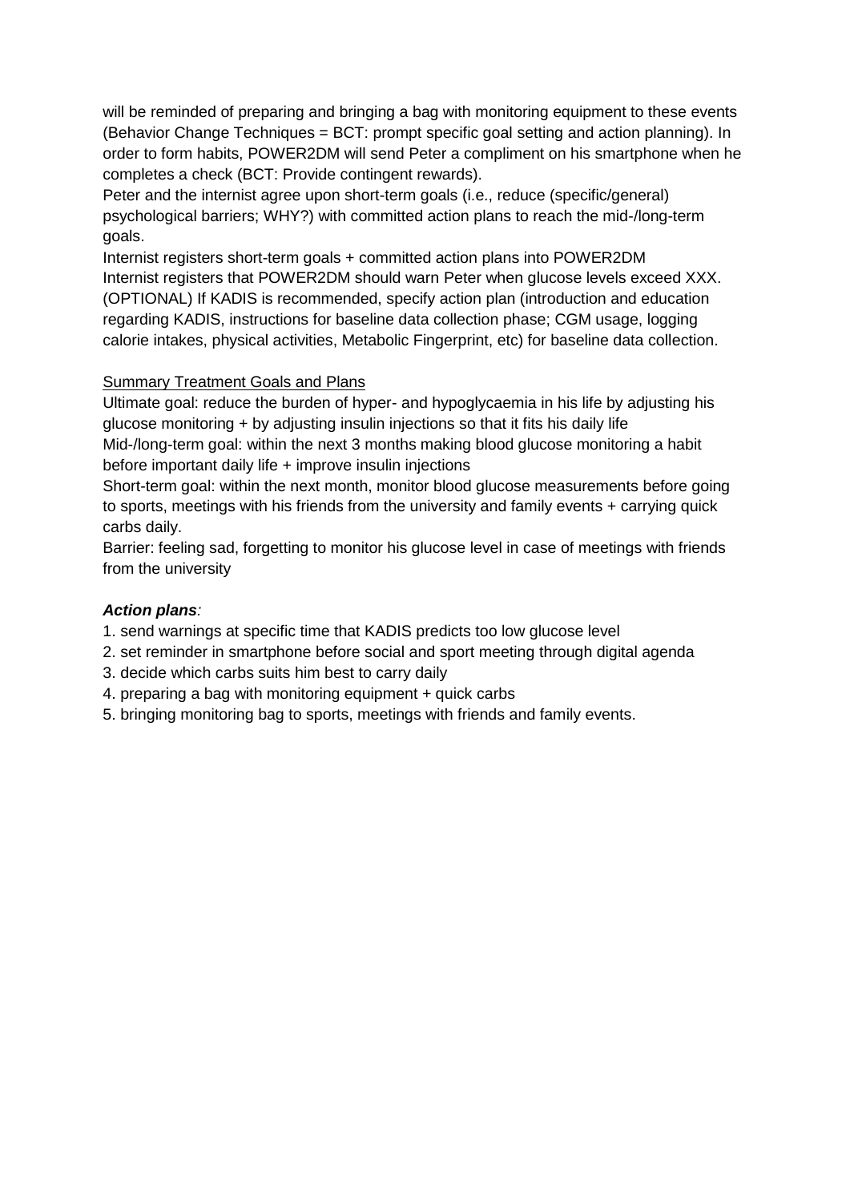will be reminded of preparing and bringing a bag with monitoring equipment to these events (Behavior Change Techniques = BCT: prompt specific goal setting and action planning). In order to form habits, POWER2DM will send Peter a compliment on his smartphone when he completes a check (BCT: Provide contingent rewards).

Peter and the internist agree upon short-term goals (i.e., reduce (specific/general) psychological barriers; WHY?) with committed action plans to reach the mid-/long-term goals.

Internist registers short-term goals + committed action plans into POWER2DM

Internist registers that POWER2DM should warn Peter when glucose levels exceed XXX.

(OPTIONAL) If KADIS is recommended, specify action plan (introduction and education regarding KADIS, instructions for baseline data collection phase; CGM usage, logging calorie intakes, physical activities, Metabolic Fingerprint, etc) for baseline data collection.

<u>Summary Treatment Goals and Plans</u>

Ultimate goal: reduce the burden of hyper- and hypoglycaemia in his life by adjusting his glucose monitoring + by adjusting insulin injections so that it fits his daily life

Mid-/long-term goal: within the next 3 months making blood glucose monitoring a habit before important daily life + improve insulin injections

Short-term goal: within the next month, monitor blood glucose measurements before going to sports, meetings with his friends from the university and family events + carrying quick carbs daily.

Barrier: feeling sad, forgetting to monitor his glucose level in case of meetings with friends from the university

***Action plans**:*

1. send warnings at specific time that KADIS predicts too low glucose level
2. set reminder in smartphone before social and sport meeting through digital agenda
3. decide which carbs suits him best to carry daily
4. preparing a bag with monitoring equipment + quick carbs
5. bringing monitoring bag to sports, meetings with friends and family events.